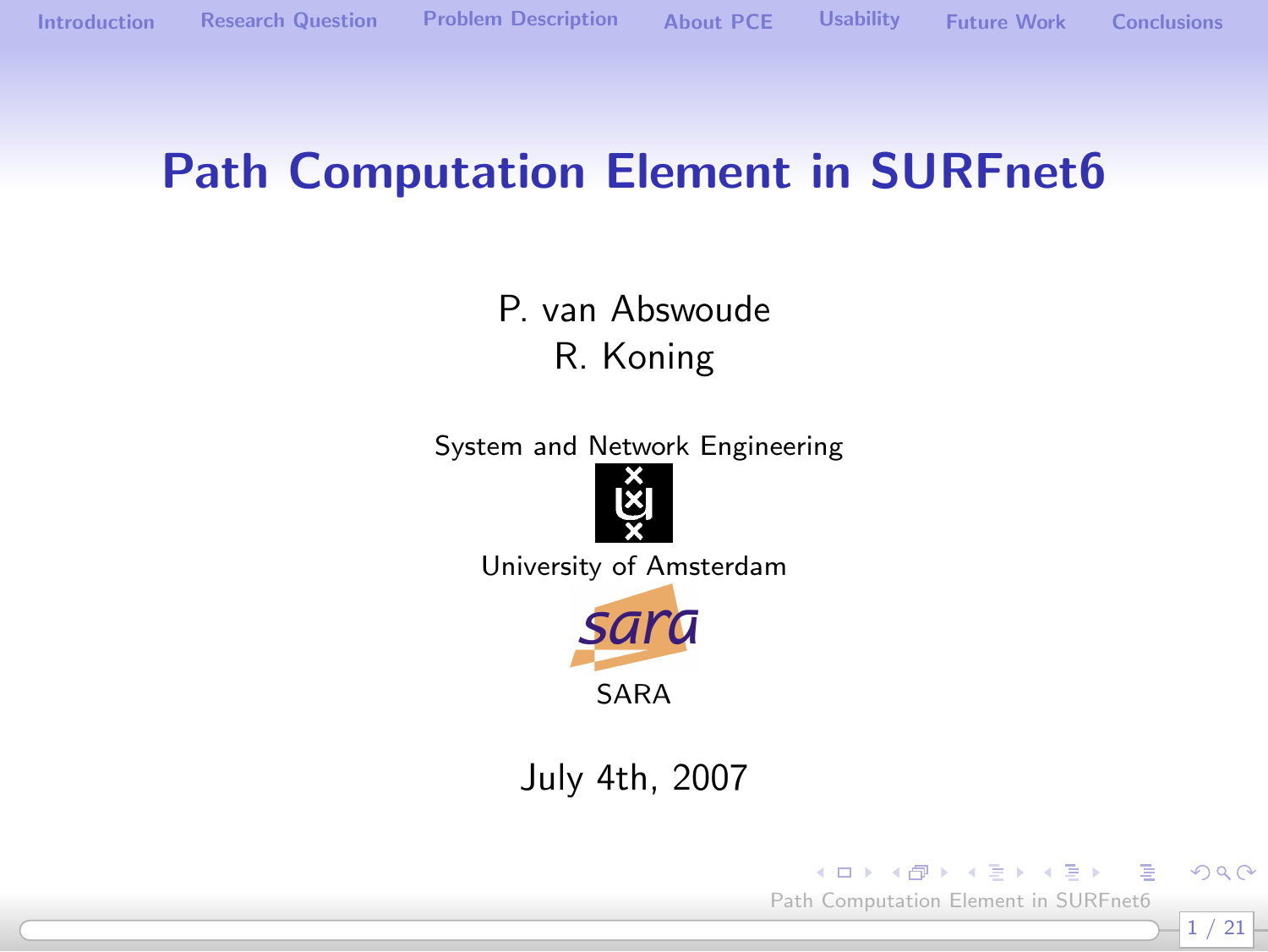# Path Computation Element in SURFnet6

P. van Abswoude
R. Koning

System and Network Engineering

University of Amsterdam

SARA

July 4th, 2007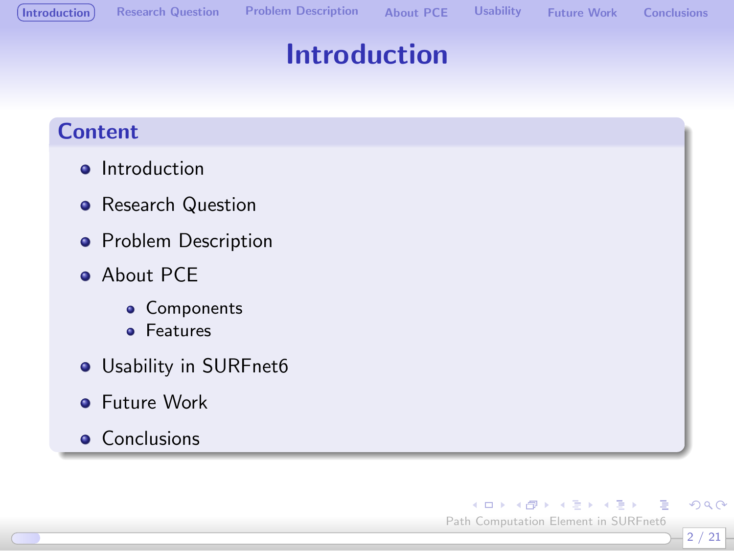# Introduction

## Content

- Introduction
- Research Question
- Problem Description
- About PCE
  - Components
  - Features
- Usability in SURFnet6
- Future Work
- Conclusions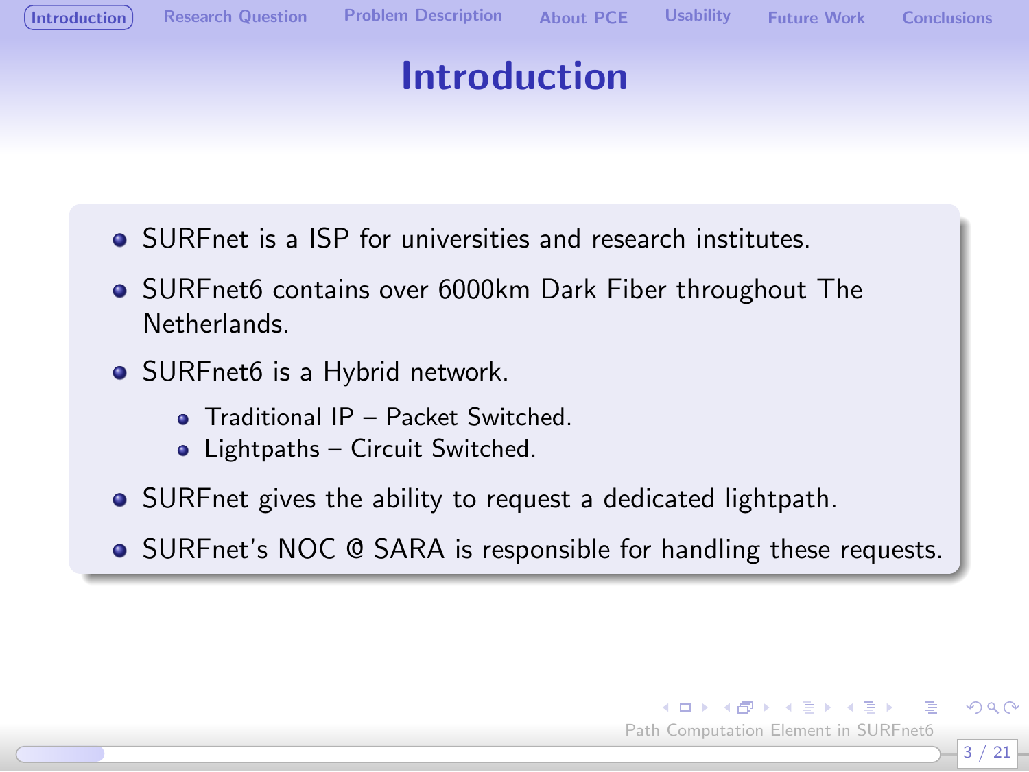# Introduction

- SURFnet is a ISP for universities and research institutes.
- SURFnet6 contains over 6000km Dark Fiber throughout The Netherlands.
- SURFnet6 is a Hybrid network.
  - Traditional IP – Packet Switched.
  - Lightpaths – Circuit Switched.
- SURFnet gives the ability to request a dedicated lightpath.
- SURFnet's NOC @ SARA is responsible for handling these requests.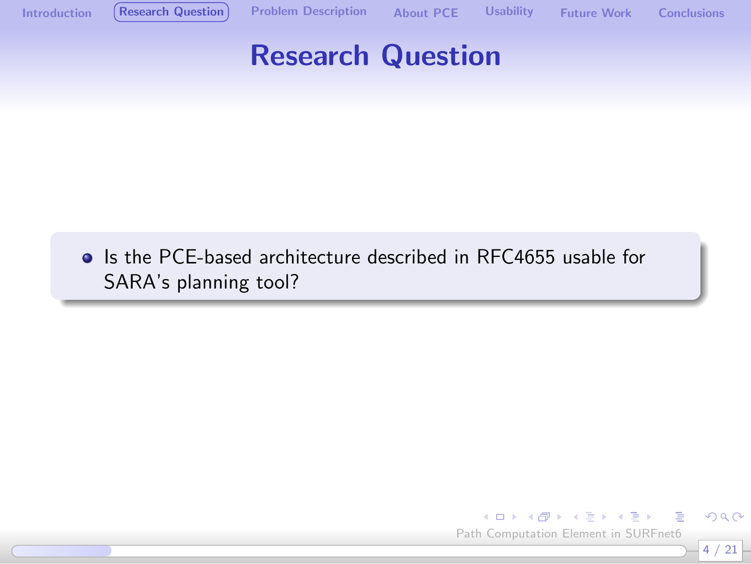# Research Question

- Is the PCE-based architecture described in RFC4655 usable for SARA's planning tool?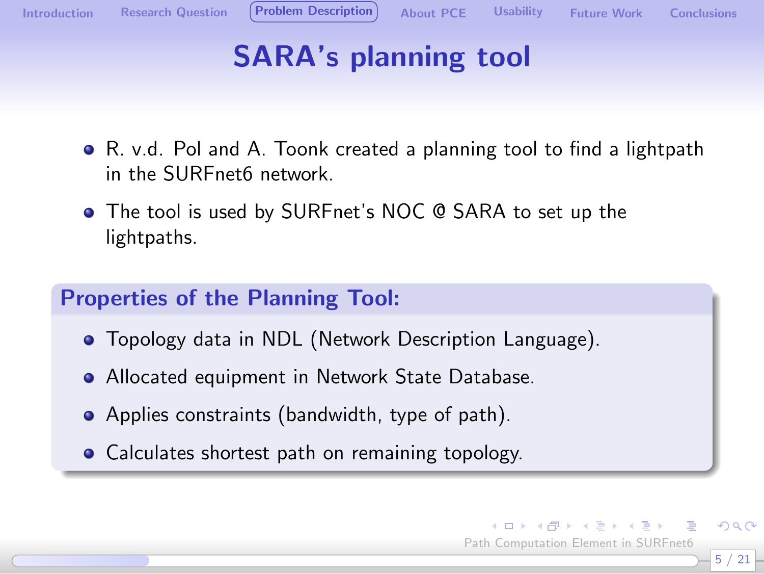# SARA's planning tool

- R. v.d. Pol and A. Toonk created a planning tool to find a lightpath in the SURFnet6 network.
- The tool is used by SURFnet's NOC @ SARA to set up the lightpaths.

## Properties of the Planning Tool:

- Topology data in NDL (Network Description Language).
- Allocated equipment in Network State Database.
- Applies constraints (bandwidth, type of path).
- Calculates shortest path on remaining topology.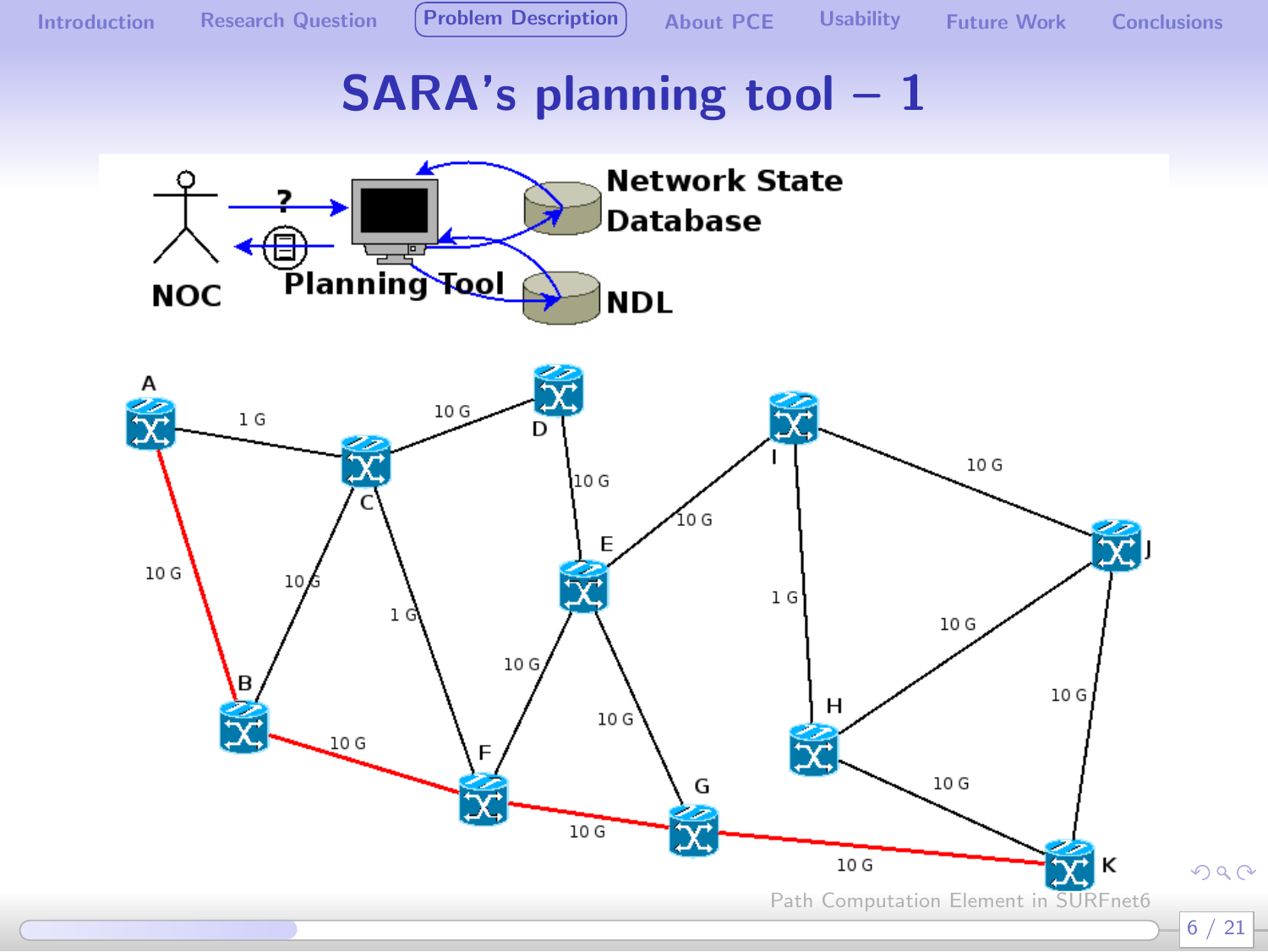# SARA's planning tool – 1

Network State Database

NOC

Planning Tool

NDL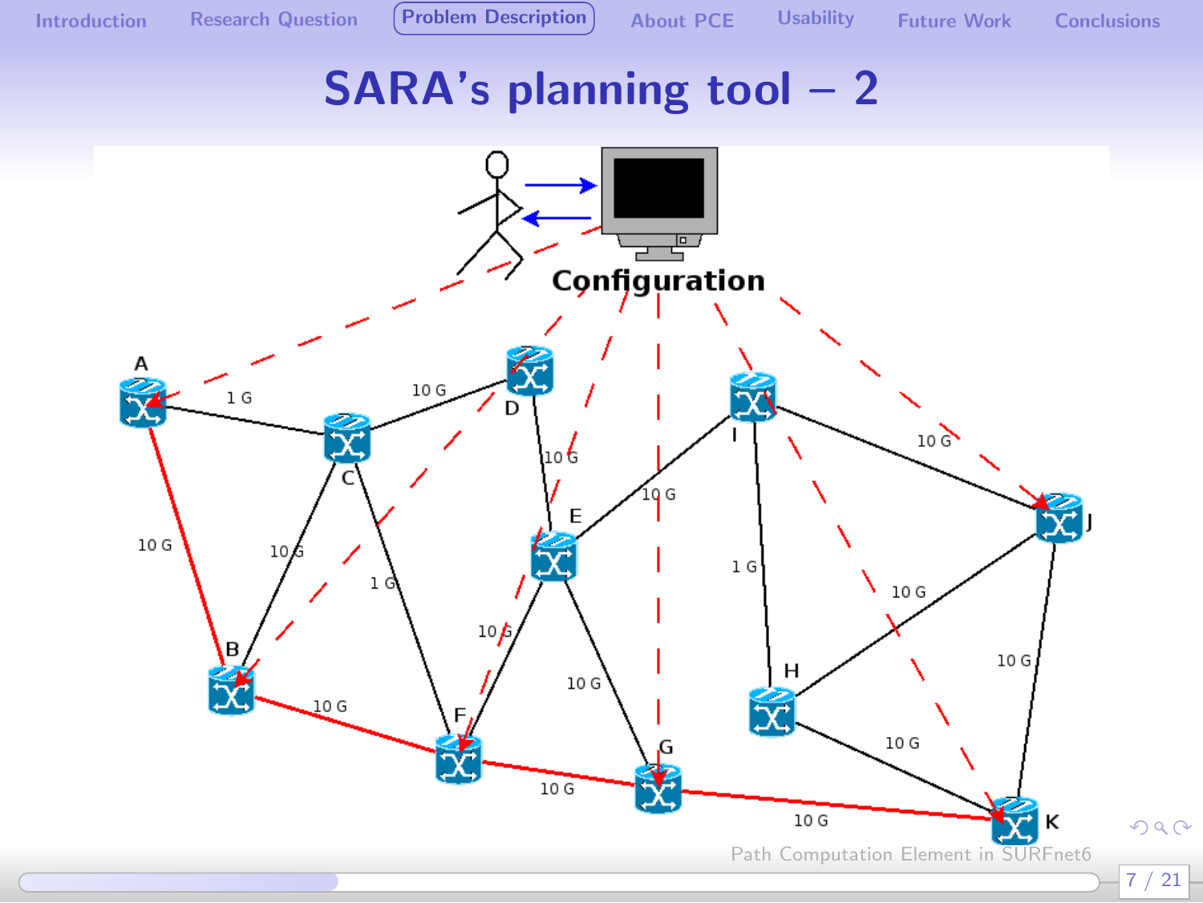# SARA's planning tool – 2

Configuration

A, B, C, D, E, F, G, H, I, J, K

1 G, 10 G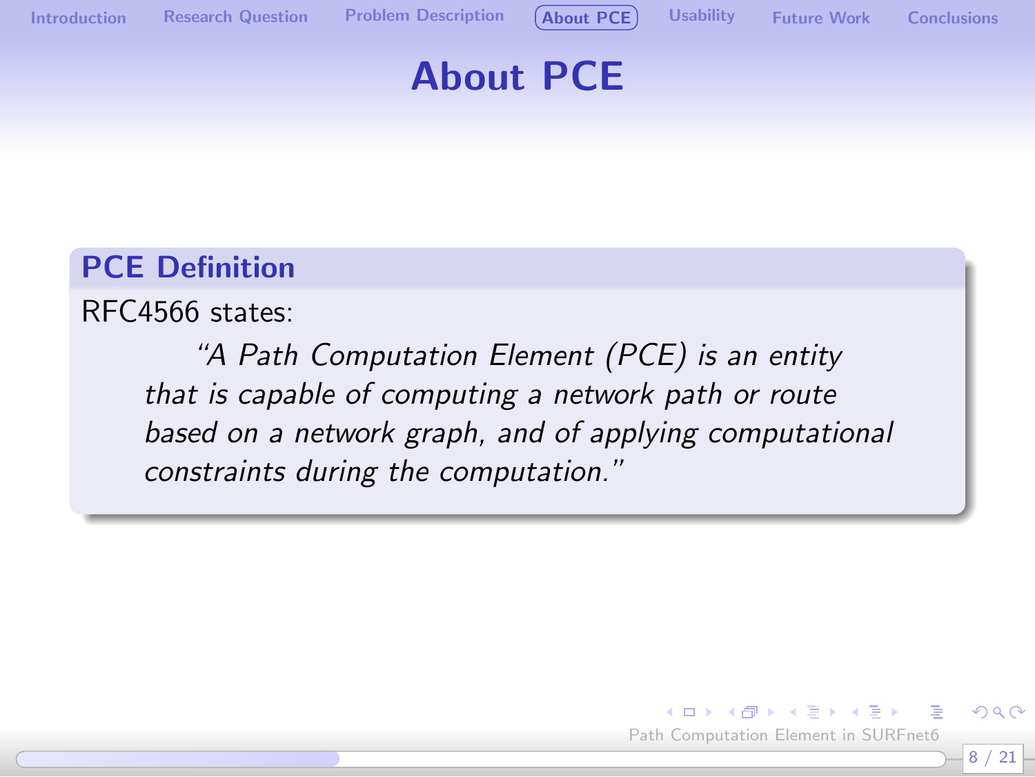# About PCE

## PCE Definition

RFC4566 states:

> *"A Path Computation Element (PCE) is an entity that is capable of computing a network path or route based on a network graph, and of applying computational constraints during the computation."*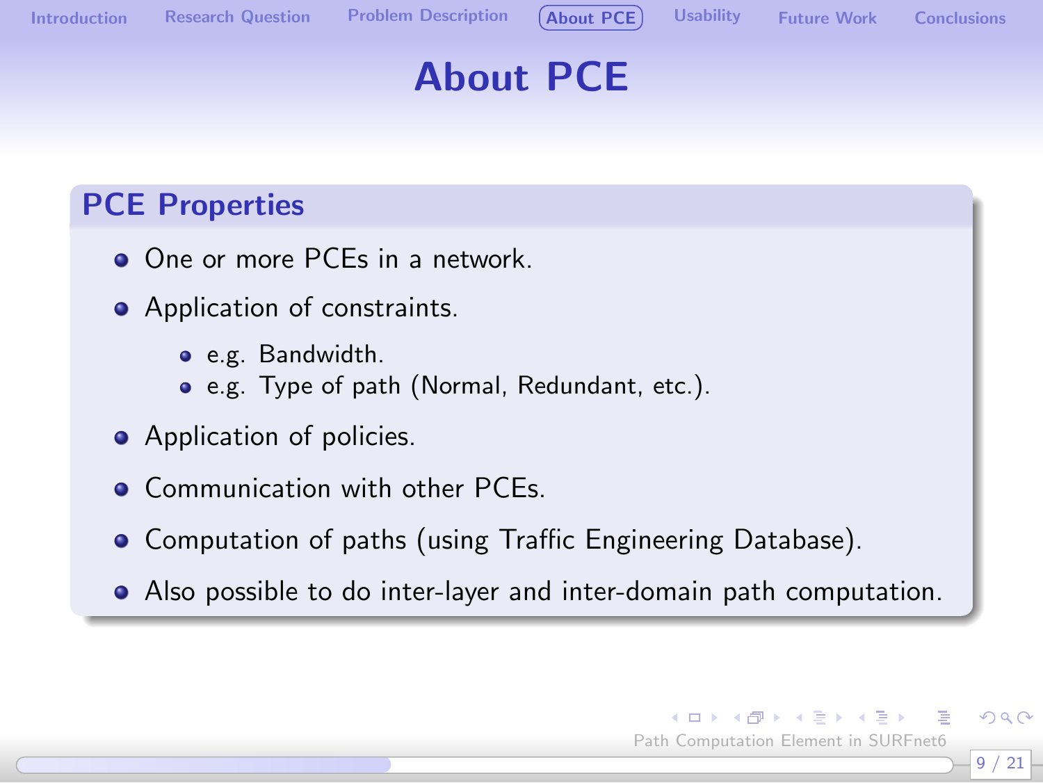# About PCE

## PCE Properties

- One or more PCEs in a network.
- Application of constraints.
  - e.g. Bandwidth.
  - e.g. Type of path (Normal, Redundant, etc.).
- Application of policies.
- Communication with other PCEs.
- Computation of paths (using Traffic Engineering Database).
- Also possible to do inter-layer and inter-domain path computation.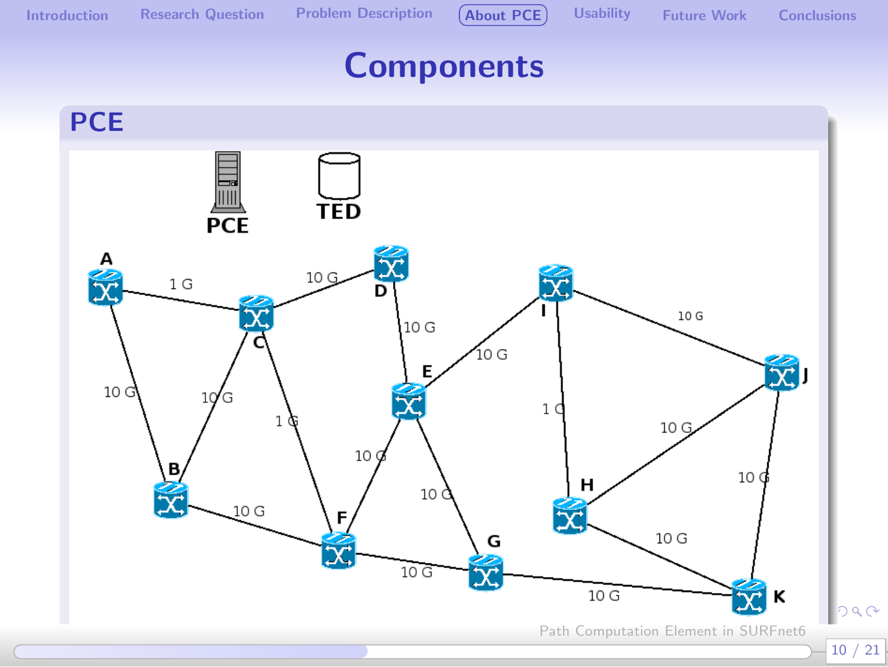# Components

## PCE

PCE

TED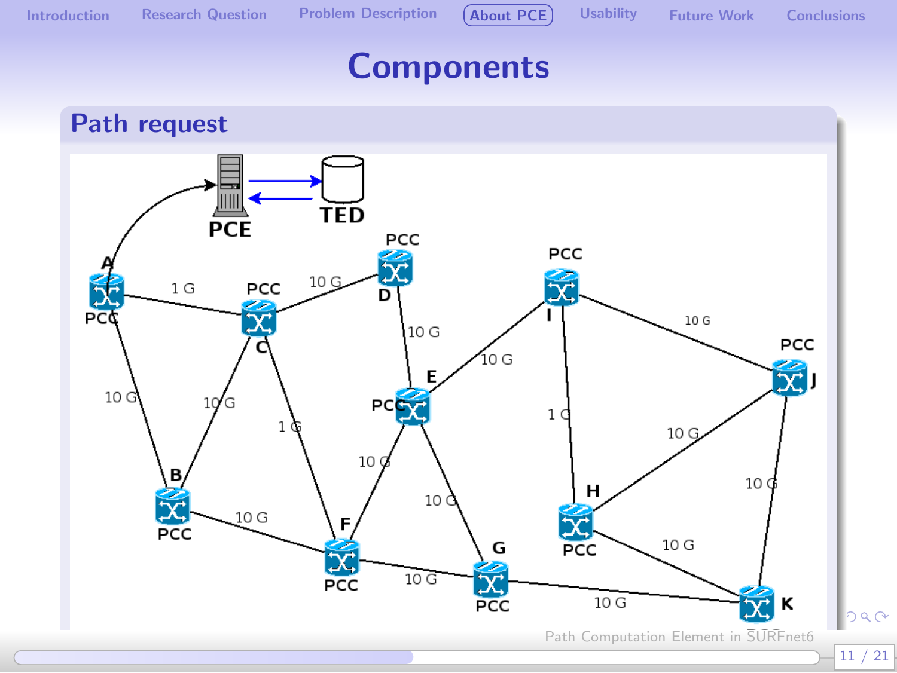# Components

## Path request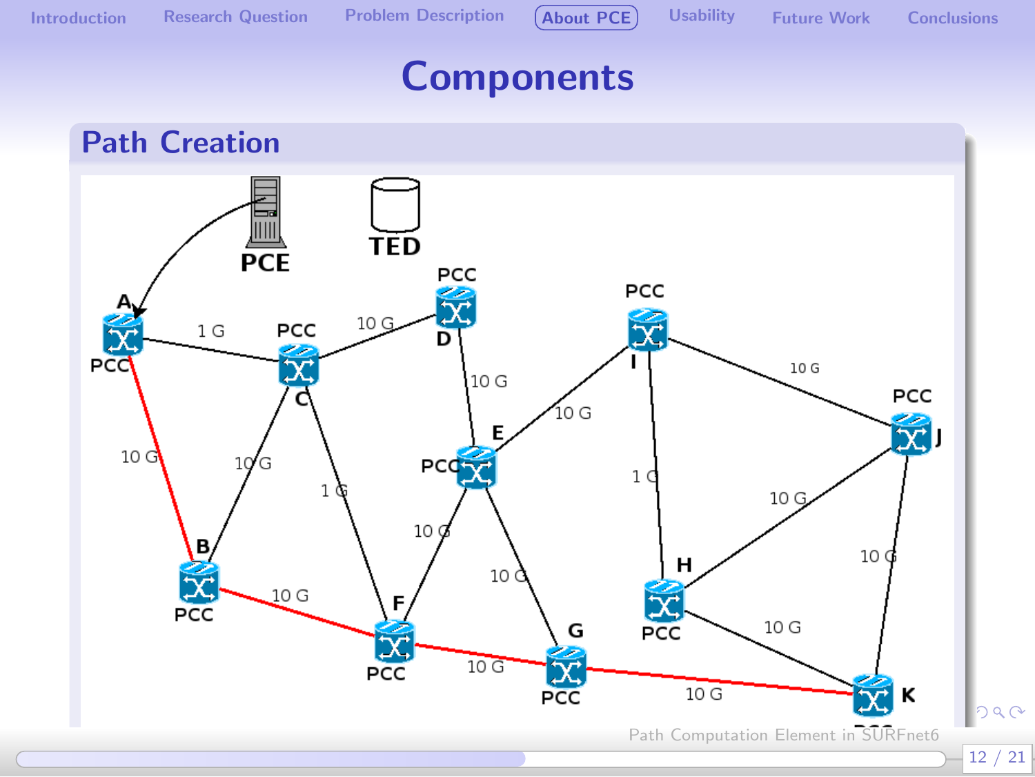# Components

## Path Creation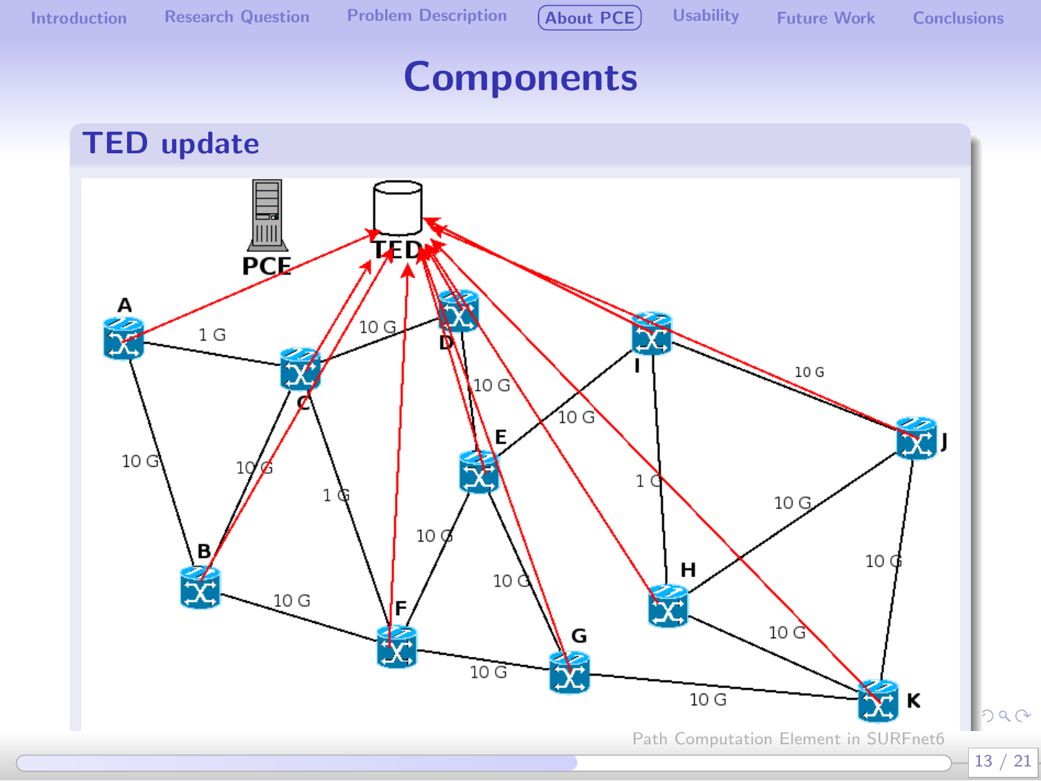# Components

## TED update

PCE

TED

A, B, C, D, E, F, G, H, I, J, K

1 G, 10 G, 10 G, 10 G, 10 G, 10 G, 1 G, 10 G, 10 G, 10 G, 10 G, 1 G, 10 G, 10 G, 10 G, 10 G, 10 G, 10 G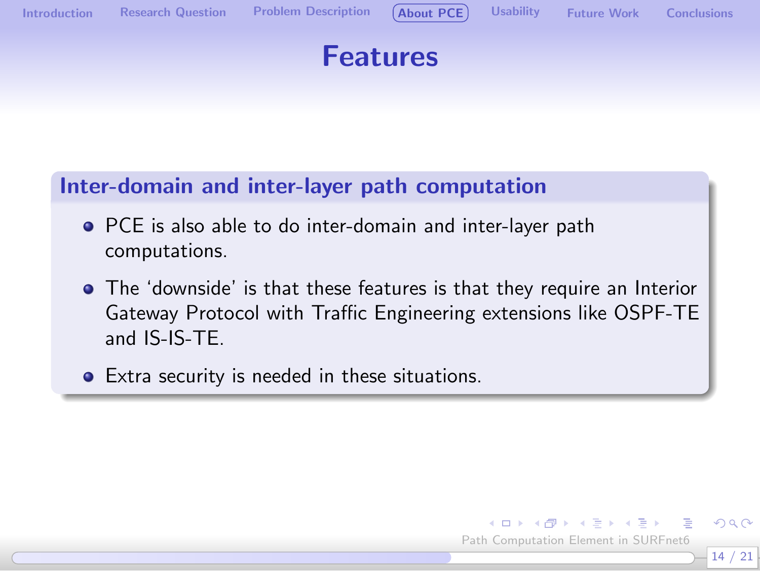# Features

## Inter-domain and inter-layer path computation

- PCE is also able to do inter-domain and inter-layer path computations.
- The 'downside' is that these features is that they require an Interior Gateway Protocol with Traffic Engineering extensions like OSPF-TE and IS-IS-TE.
- Extra security is needed in these situations.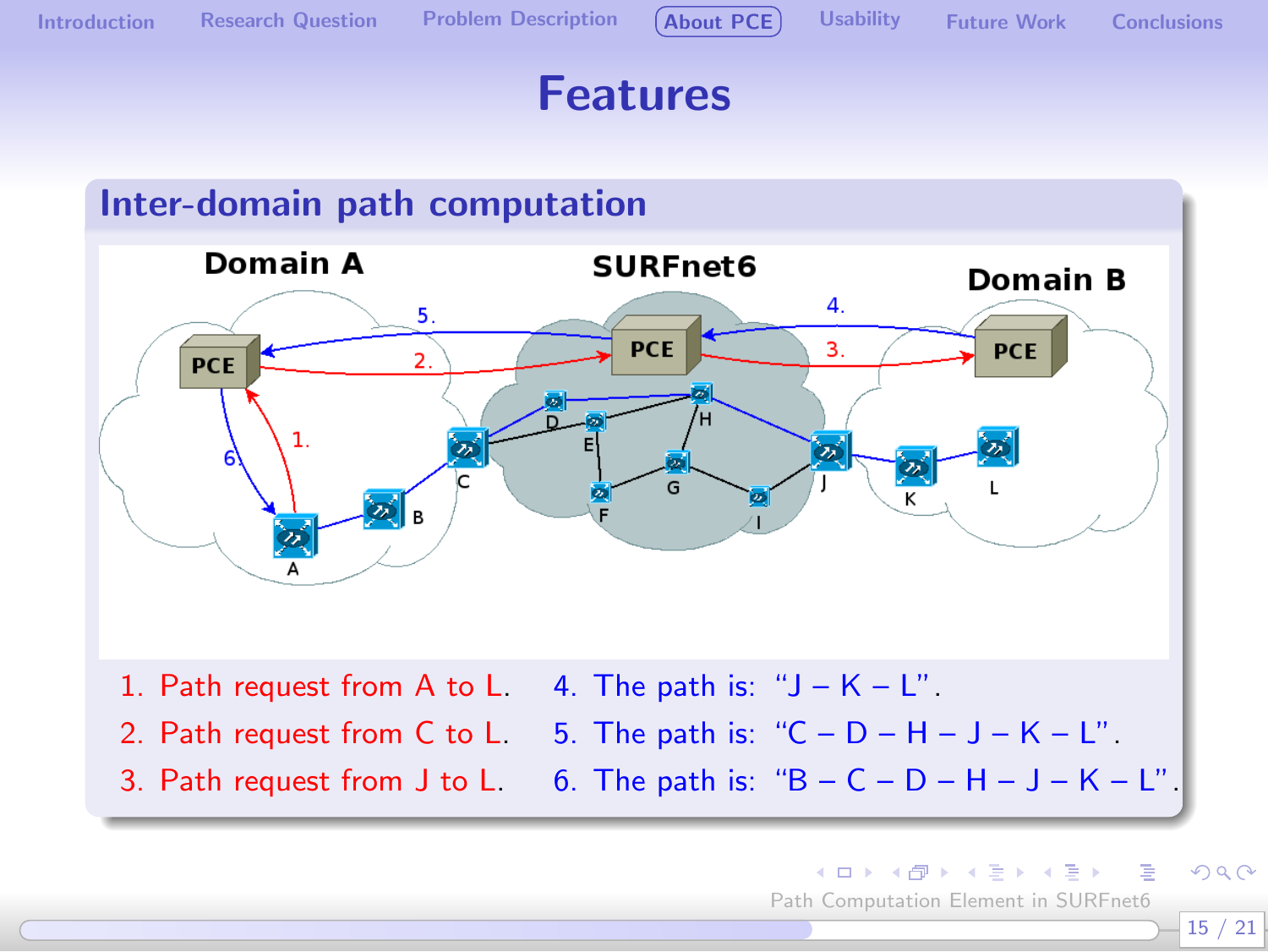# Features

## Inter-domain path computation

1. Path request from A to L.
2. Path request from C to L.
3. Path request from J to L.
4. The path is: "J – K – L".
5. The path is: "C – D – H – J – K – L".
6. The path is: "B – C – D – H – J – K – L".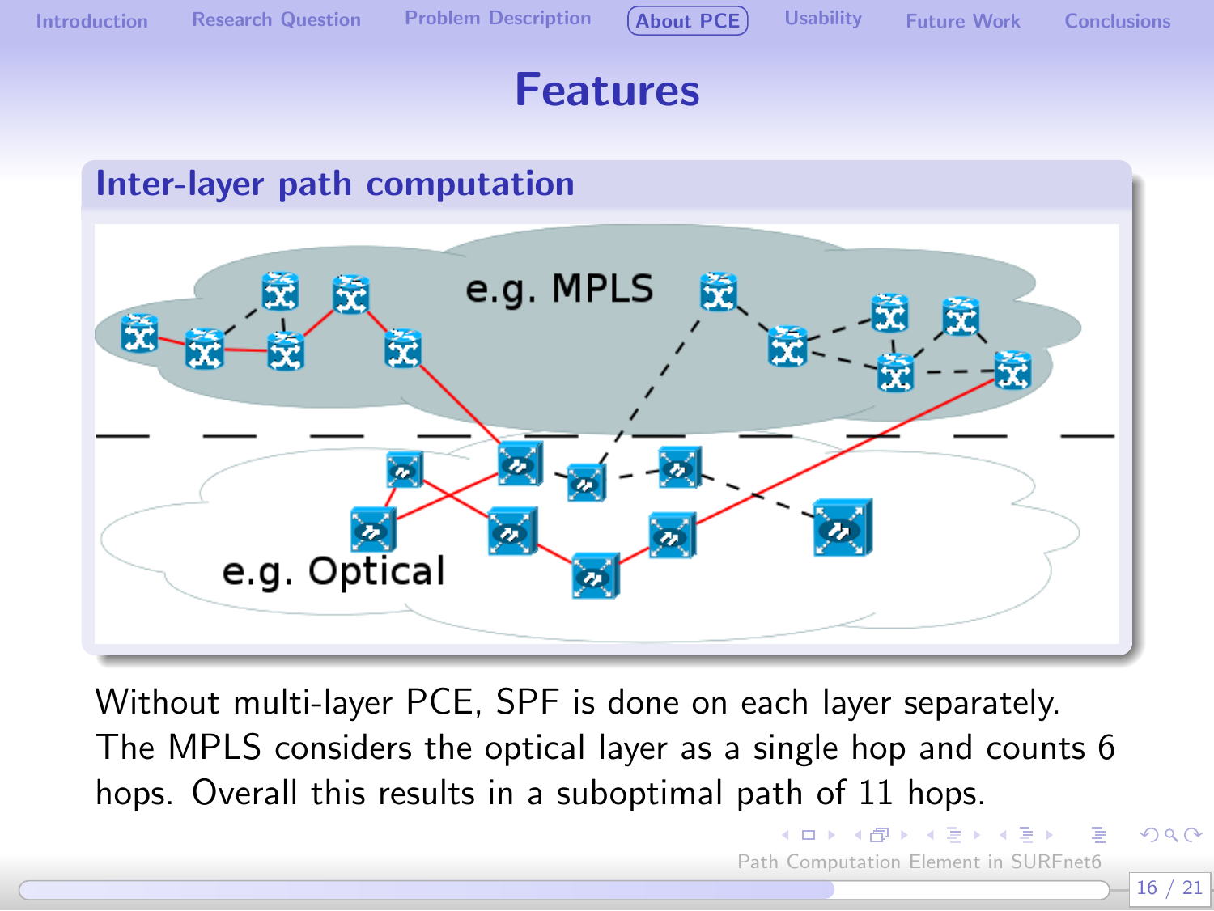# Features

## Inter-layer path computation

Without multi-layer PCE, SPF is done on each layer separately. The MPLS considers the optical layer as a single hop and counts 6 hops. Overall this results in a suboptimal path of 11 hops.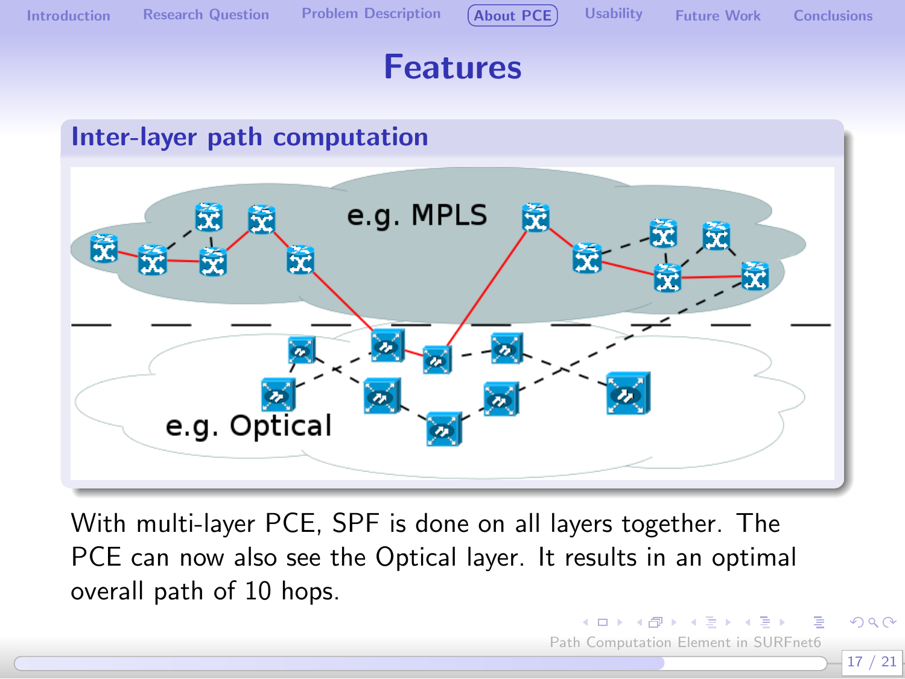# Features

## Inter-layer path computation

With multi-layer PCE, SPF is done on all layers together. The PCE can now also see the Optical layer. It results in an optimal overall path of 10 hops.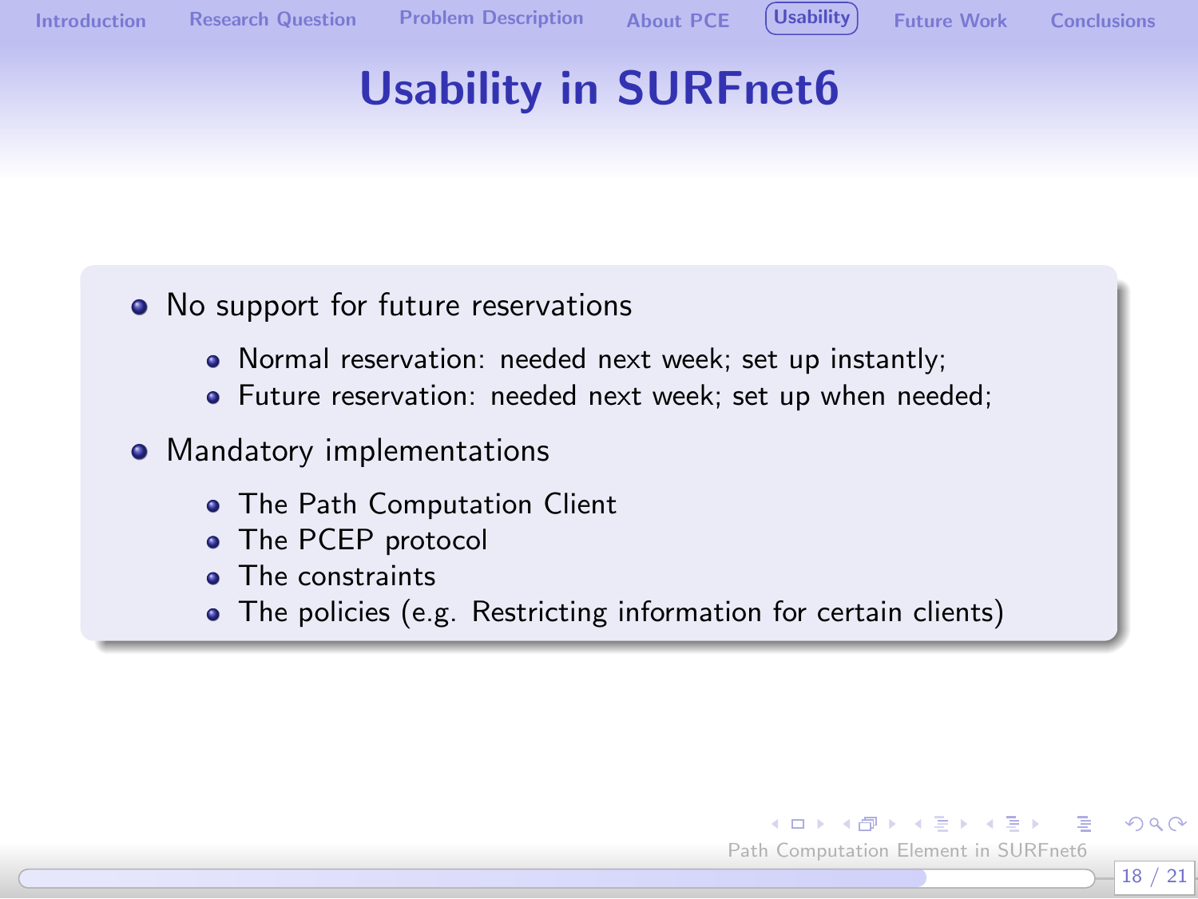# Usability in SURFnet6

- No support for future reservations
  - Normal reservation: needed next week; set up instantly;
  - Future reservation: needed next week; set up when needed;
- Mandatory implementations
  - The Path Computation Client
  - The PCEP protocol
  - The constraints
  - The policies (e.g. Restricting information for certain clients)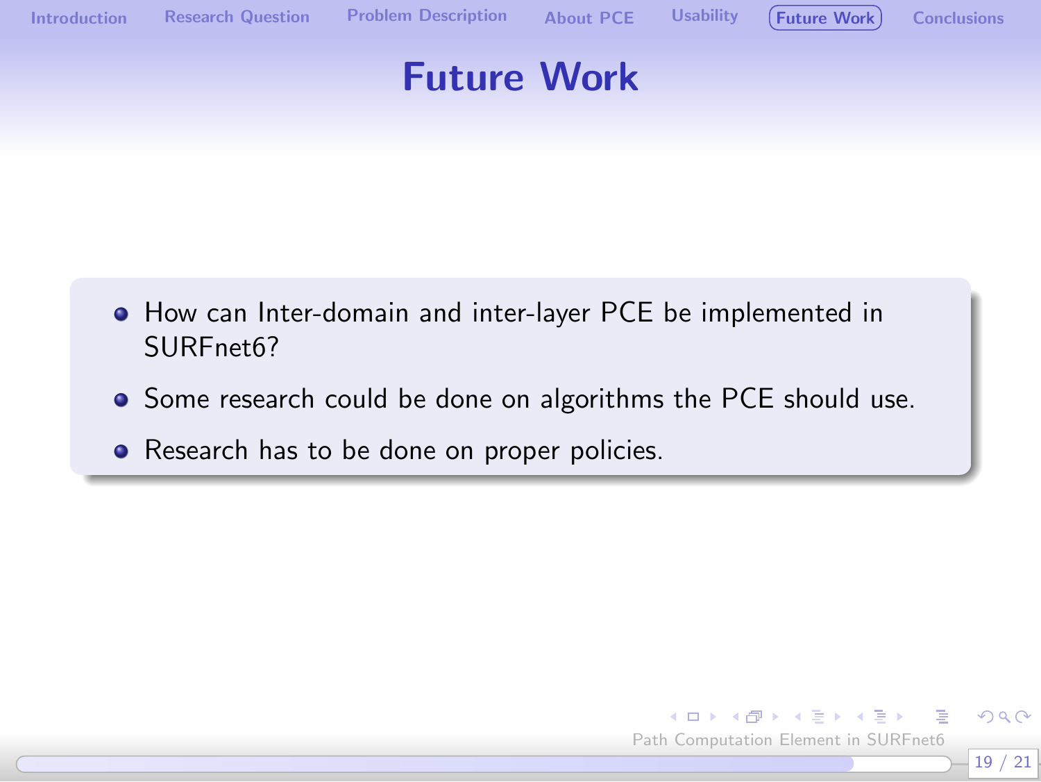# Future Work

- How can Inter-domain and inter-layer PCE be implemented in SURFnet6?
- Some research could be done on algorithms the PCE should use.
- Research has to be done on proper policies.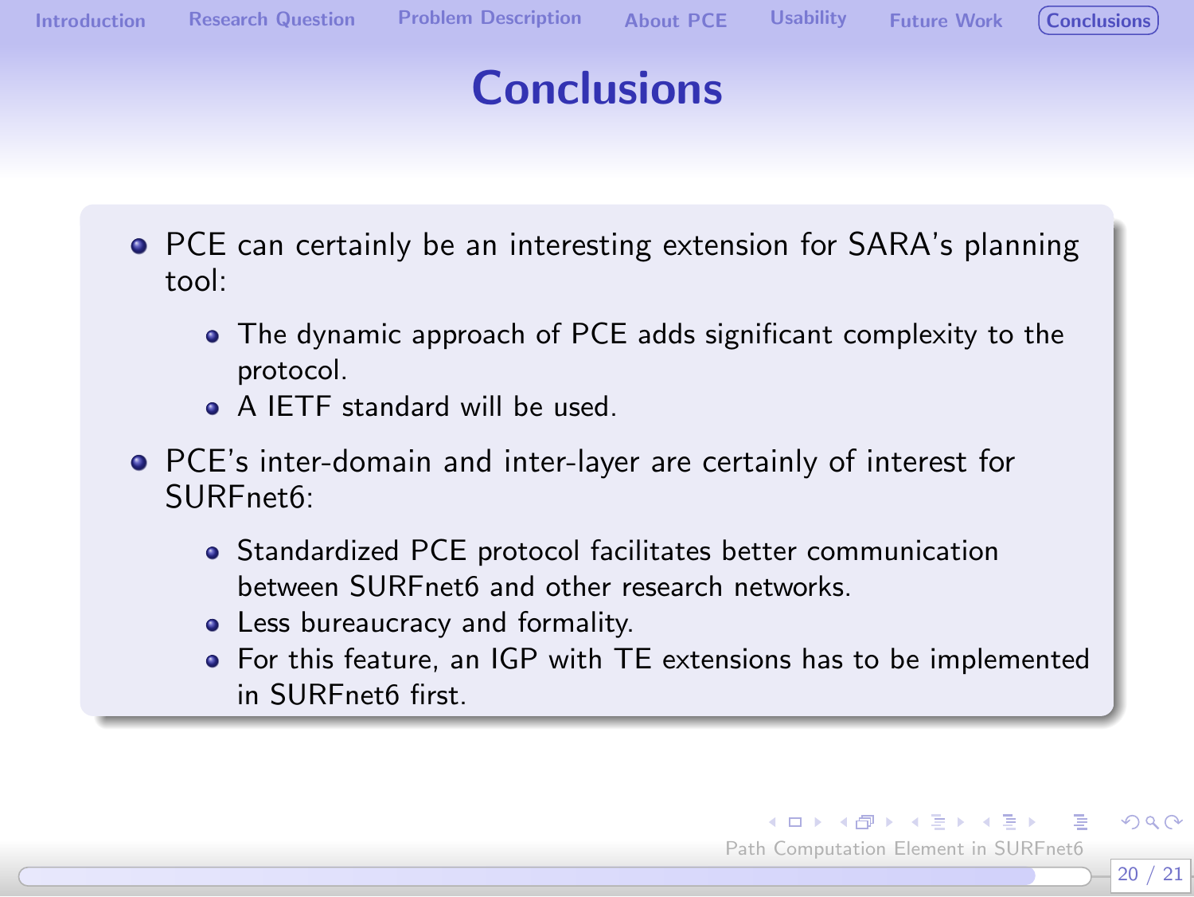# Conclusions

- PCE can certainly be an interesting extension for SARA's planning tool:
  - The dynamic approach of PCE adds significant complexity to the protocol.
  - A IETF standard will be used.
- PCE's inter-domain and inter-layer are certainly of interest for SURFnet6:
  - Standardized PCE protocol facilitates better communication between SURFnet6 and other research networks.
  - Less bureaucracy and formality.
  - For this feature, an IGP with TE extensions has to be implemented in SURFnet6 first.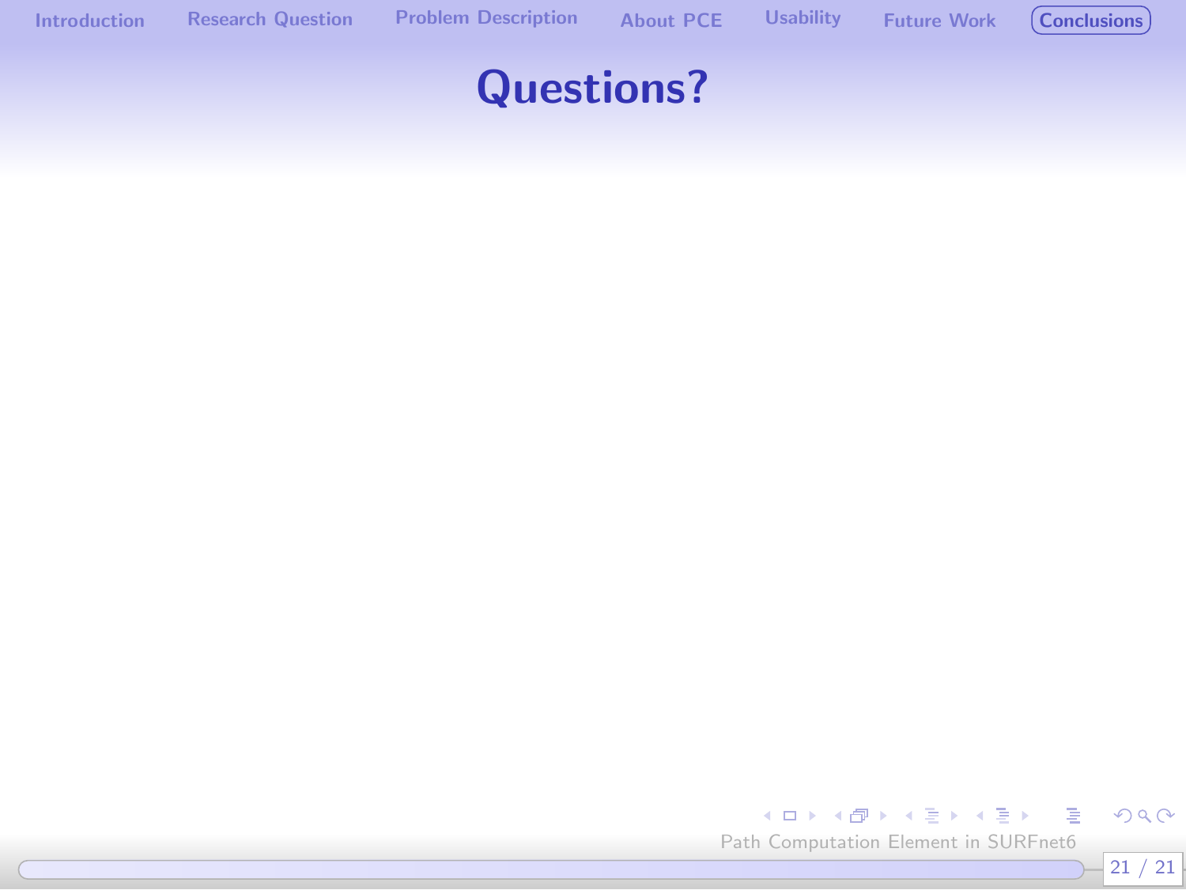# Questions?